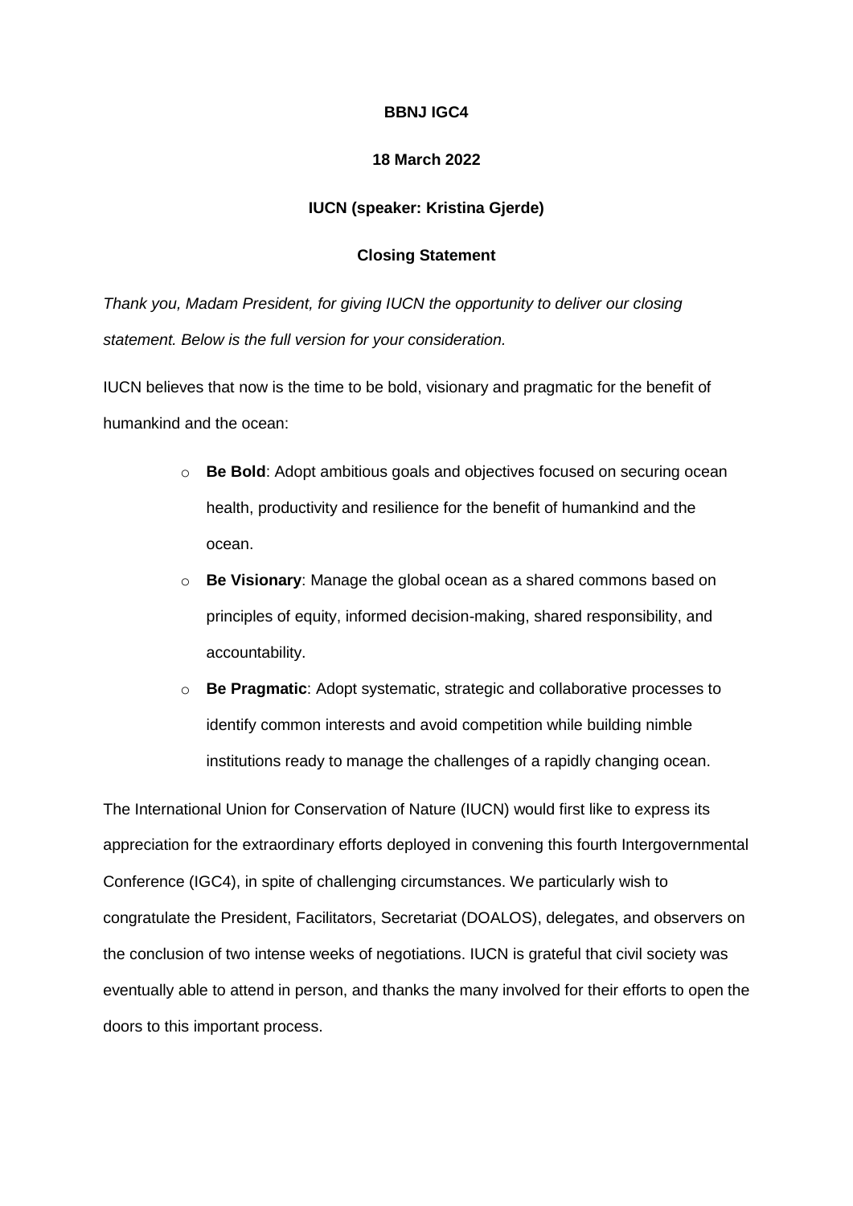**BBNJ IGC4**

**18 March 2022**

**IUCN (speaker: Kristina Gjerde)**

**Closing Statement**

*Thank you, Madam President, for giving IUCN the opportunity to deliver our closing statement. Below is the full version for your consideration.*

IUCN believes that now is the time to be bold, visionary and pragmatic for the benefit of humankind and the ocean:

- **Be Bold**: Adopt ambitious goals and objectives focused on securing ocean health, productivity and resilience for the benefit of humankind and the ocean.
- **Be Visionary**: Manage the global ocean as a shared commons based on principles of equity, informed decision-making, shared responsibility, and accountability.
- **Be Pragmatic**: Adopt systematic, strategic and collaborative processes to identify common interests and avoid competition while building nimble institutions ready to manage the challenges of a rapidly changing ocean.

The International Union for Conservation of Nature (IUCN) would first like to express its appreciation for the extraordinary efforts deployed in convening this fourth Intergovernmental Conference (IGC4), in spite of challenging circumstances. We particularly wish to congratulate the President, Facilitators, Secretariat (DOALOS), delegates, and observers on the conclusion of two intense weeks of negotiations. IUCN is grateful that civil society was eventually able to attend in person, and thanks the many involved for their efforts to open the doors to this important process.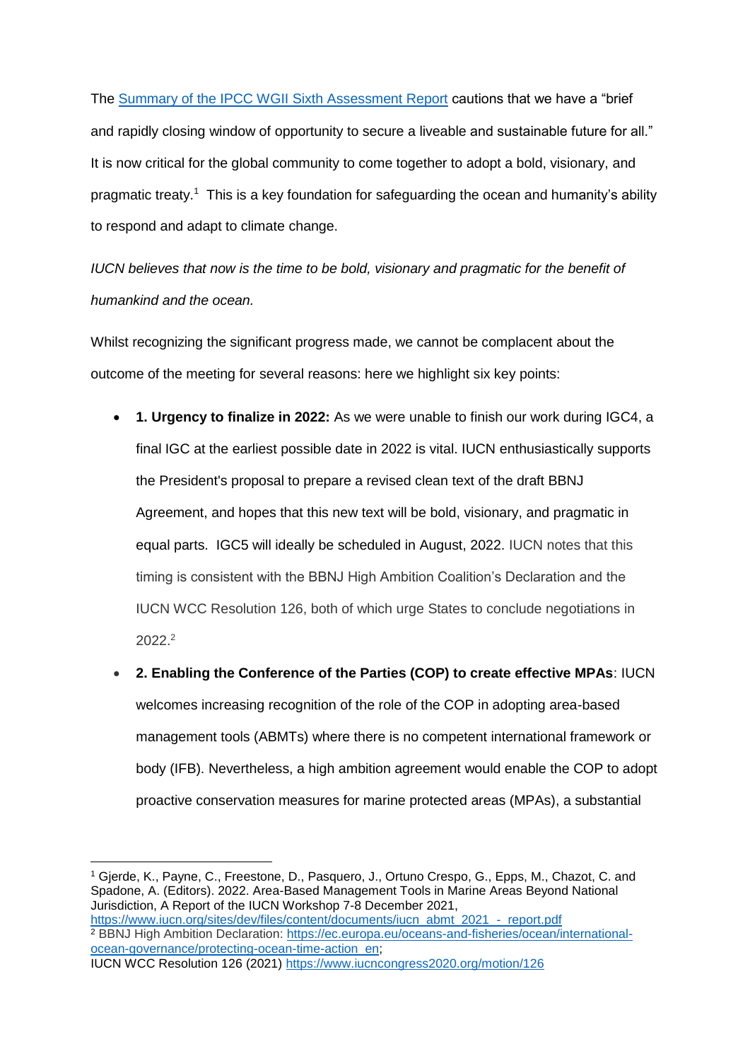The [Summary of the IPCC WGII Sixth Assessment Report](#) cautions that we have a "brief and rapidly closing window of opportunity to secure a liveable and sustainable future for all." It is now critical for the global community to come together to adopt a bold, visionary, and pragmatic treaty.[1] This is a key foundation for safeguarding the ocean and humanity's ability to respond and adapt to climate change.

*IUCN believes that now is the time to be bold, visionary and pragmatic for the benefit of humankind and the ocean.*

Whilst recognizing the significant progress made, we cannot be complacent about the outcome of the meeting for several reasons: here we highlight six key points:

- **1. Urgency to finalize in 2022:** As we were unable to finish our work during IGC4, a final IGC at the earliest possible date in 2022 is vital. IUCN enthusiastically supports the President's proposal to prepare a revised clean text of the draft BBNJ Agreement, and hopes that this new text will be bold, visionary, and pragmatic in equal parts. IGC5 will ideally be scheduled in August, 2022. IUCN notes that this timing is consistent with the BBNJ High Ambition Coalition's Declaration and the IUCN WCC Resolution 126, both of which urge States to conclude negotiations in 2022.[2]
- **2. Enabling the Conference of the Parties (COP) to create effective MPAs**: IUCN welcomes increasing recognition of the role of the COP in adopting area-based management tools (ABMTs) where there is no competent international framework or body (IFB). Nevertheless, a high ambition agreement would enable the COP to adopt proactive conservation measures for marine protected areas (MPAs), a substantial

---

[1] Gjerde, K., Payne, C., Freestone, D., Pasquero, J., Ortuno Crespo, G., Epps, M., Chazot, C. and Spadone, A. (Editors). 2022. Area-Based Management Tools in Marine Areas Beyond National Jurisdiction, A Report of the IUCN Workshop 7-8 December 2021, https://www.iucn.org/sites/dev/files/content/documents/iucn_abmt_2021_-_report.pdf

[2] BBNJ High Ambition Declaration: https://ec.europa.eu/oceans-and-fisheries/ocean/international-ocean-governance/protecting-ocean-time-action_en;
IUCN WCC Resolution 126 (2021) https://www.iucncongress2020.org/motion/126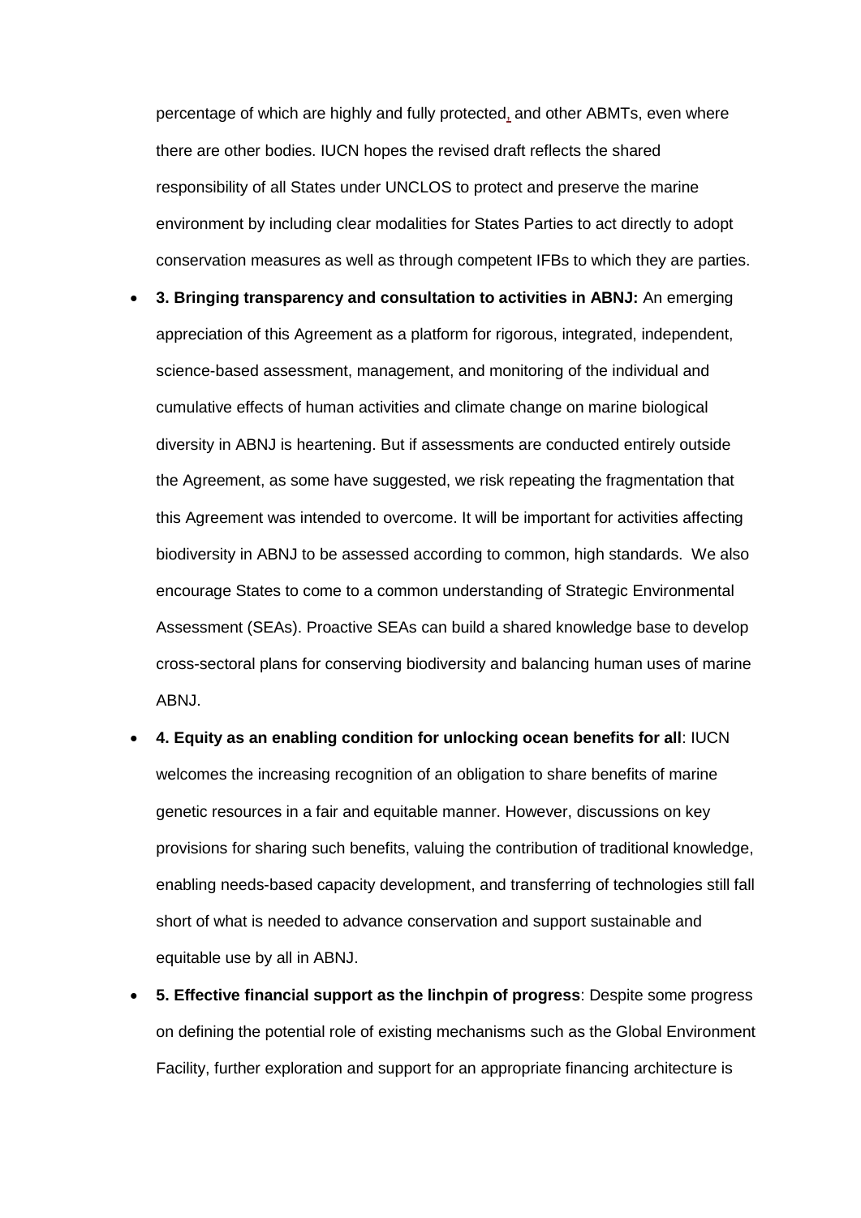percentage of which are highly and fully protected, and other ABMTs, even where there are other bodies. IUCN hopes the revised draft reflects the shared responsibility of all States under UNCLOS to protect and preserve the marine environment by including clear modalities for States Parties to act directly to adopt conservation measures as well as through competent IFBs to which they are parties.

- **3. Bringing transparency and consultation to activities in ABNJ:** An emerging appreciation of this Agreement as a platform for rigorous, integrated, independent, science-based assessment, management, and monitoring of the individual and cumulative effects of human activities and climate change on marine biological diversity in ABNJ is heartening. But if assessments are conducted entirely outside the Agreement, as some have suggested, we risk repeating the fragmentation that this Agreement was intended to overcome. It will be important for activities affecting biodiversity in ABNJ to be assessed according to common, high standards. We also encourage States to come to a common understanding of Strategic Environmental Assessment (SEAs). Proactive SEAs can build a shared knowledge base to develop cross-sectoral plans for conserving biodiversity and balancing human uses of marine ABNJ.
- **4. Equity as an enabling condition for unlocking ocean benefits for all**: IUCN welcomes the increasing recognition of an obligation to share benefits of marine genetic resources in a fair and equitable manner. However, discussions on key provisions for sharing such benefits, valuing the contribution of traditional knowledge, enabling needs-based capacity development, and transferring of technologies still fall short of what is needed to advance conservation and support sustainable and equitable use by all in ABNJ.
- **5. Effective financial support as the linchpin of progress**: Despite some progress on defining the potential role of existing mechanisms such as the Global Environment Facility, further exploration and support for an appropriate financing architecture is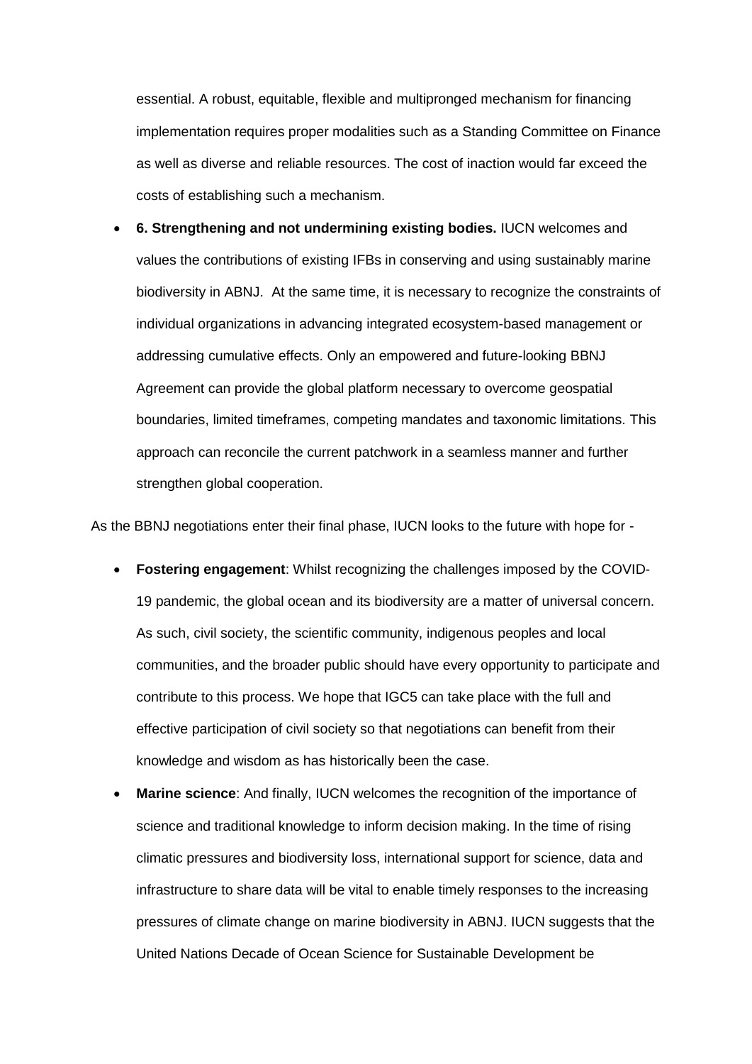essential. A robust, equitable, flexible and multipronged mechanism for financing implementation requires proper modalities such as a Standing Committee on Finance as well as diverse and reliable resources. The cost of inaction would far exceed the costs of establishing such a mechanism.

- **6. Strengthening and not undermining existing bodies.** IUCN welcomes and values the contributions of existing IFBs in conserving and using sustainably marine biodiversity in ABNJ. At the same time, it is necessary to recognize the constraints of individual organizations in advancing integrated ecosystem-based management or addressing cumulative effects. Only an empowered and future-looking BBNJ Agreement can provide the global platform necessary to overcome geospatial boundaries, limited timeframes, competing mandates and taxonomic limitations. This approach can reconcile the current patchwork in a seamless manner and further strengthen global cooperation.

As the BBNJ negotiations enter their final phase, IUCN looks to the future with hope for -

- **Fostering engagement**: Whilst recognizing the challenges imposed by the COVID-19 pandemic, the global ocean and its biodiversity are a matter of universal concern. As such, civil society, the scientific community, indigenous peoples and local communities, and the broader public should have every opportunity to participate and contribute to this process. We hope that IGC5 can take place with the full and effective participation of civil society so that negotiations can benefit from their knowledge and wisdom as has historically been the case.
- **Marine science**: And finally, IUCN welcomes the recognition of the importance of science and traditional knowledge to inform decision making. In the time of rising climatic pressures and biodiversity loss, international support for science, data and infrastructure to share data will be vital to enable timely responses to the increasing pressures of climate change on marine biodiversity in ABNJ. IUCN suggests that the United Nations Decade of Ocean Science for Sustainable Development be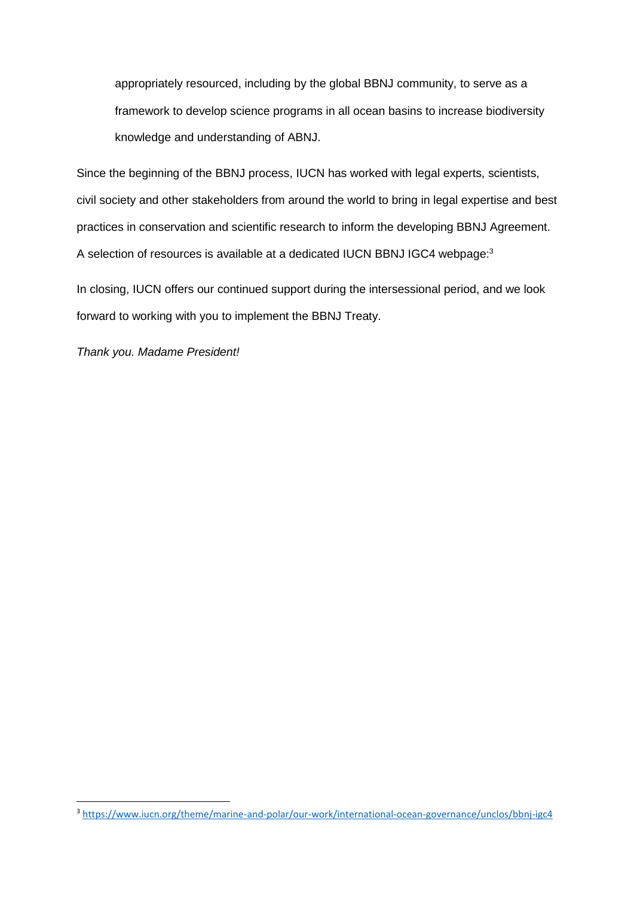appropriately resourced, including by the global BBNJ community, to serve as a framework to develop science programs in all ocean basins to increase biodiversity knowledge and understanding of ABNJ.

Since the beginning of the BBNJ process, IUCN has worked with legal experts, scientists, civil society and other stakeholders from around the world to bring in legal expertise and best practices in conservation and scientific research to inform the developing BBNJ Agreement. A selection of resources is available at a dedicated IUCN BBNJ IGC4 webpage:[3]

In closing, IUCN offers our continued support during the intersessional period, and we look forward to working with you to implement the BBNJ Treaty.

*Thank you. Madame President!*

---

[3] https://www.iucn.org/theme/marine-and-polar/our-work/international-ocean-governance/unclos/bbnj-igc4